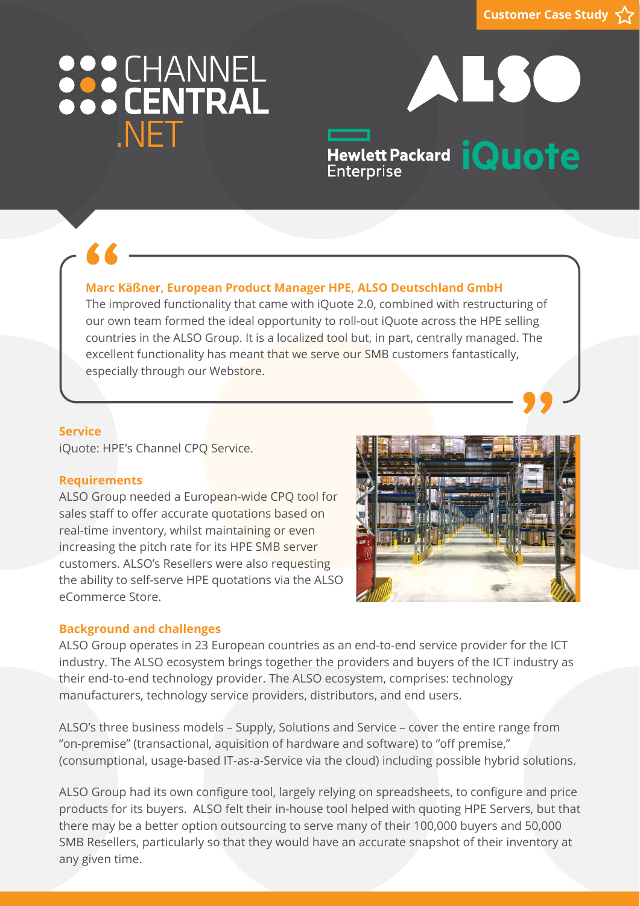Customer Case Study

CHANNEL CENTRAL .NET

ALSO

Hewlett Packard Enterprise iQuote

> **Marc Käßner, European Product Manager HPE, ALSO Deutschland GmbH**
> The improved functionality that came with iQuote 2.0, combined with restructuring of our own team formed the ideal opportunity to roll-out iQuote across the HPE selling countries in the ALSO Group. It is a localized tool but, in part, centrally managed. The excellent functionality has meant that we serve our SMB customers fantastically, especially through our Webstore.

## Service

iQuote: HPE's Channel CPQ Service.

## Requirements

ALSO Group needed a European-wide CPQ tool for sales staff to offer accurate quotations based on real-time inventory, whilst maintaining or even increasing the pitch rate for its HPE SMB server customers. ALSO's Resellers were also requesting the ability to self-serve HPE quotations via the ALSO eCommerce Store.

## Background and challenges

ALSO Group operates in 23 European countries as an end-to-end service provider for the ICT industry. The ALSO ecosystem brings together the providers and buyers of the ICT industry as their end-to-end technology provider. The ALSO ecosystem, comprises: technology manufacturers, technology service providers, distributors, and end users.

ALSO's three business models – Supply, Solutions and Service – cover the entire range from "on-premise" (transactional, aquisition of hardware and software) to "off premise," (consumptional, usage-based IT-as-a-Service via the cloud) including possible hybrid solutions.

ALSO Group had its own configure tool, largely relying on spreadsheets, to configure and price products for its buyers. ALSO felt their in-house tool helped with quoting HPE Servers, but that there may be a better option outsourcing to serve many of their 100,000 buyers and 50,000 SMB Resellers, particularly so that they would have an accurate snapshot of their inventory at any given time.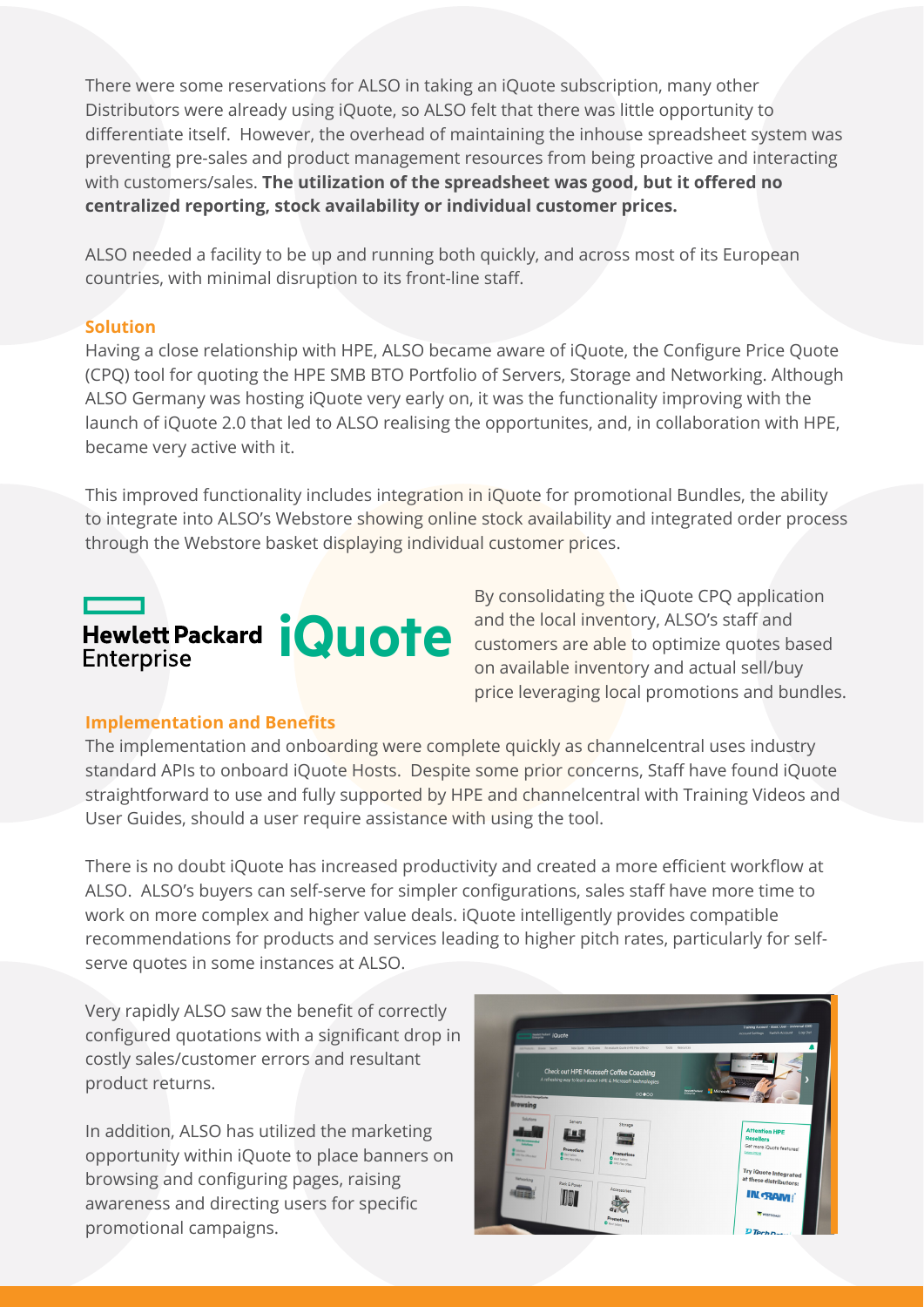There were some reservations for ALSO in taking an iQuote subscription, many other Distributors were already using iQuote, so ALSO felt that there was little opportunity to differentiate itself. However, the overhead of maintaining the inhouse spreadsheet system was preventing pre-sales and product management resources from being proactive and interacting with customers/sales. **The utilization of the spreadsheet was good, but it offered no centralized reporting, stock availability or individual customer prices.**

ALSO needed a facility to be up and running both quickly, and across most of its European countries, with minimal disruption to its front-line staff.

## Solution

Having a close relationship with HPE, ALSO became aware of iQuote, the Configure Price Quote (CPQ) tool for quoting the HPE SMB BTO Portfolio of Servers, Storage and Networking. Although ALSO Germany was hosting iQuote very early on, it was the functionality improving with the launch of iQuote 2.0 that led to ALSO realising the opportunites, and, in collaboration with HPE, became very active with it.

This improved functionality includes integration in iQuote for promotional Bundles, the ability to integrate into ALSO's Webstore showing online stock availability and integrated order process through the Webstore basket displaying individual customer prices.

Hewlett Packard Enterprise iQuote

By consolidating the iQuote CPQ application and the local inventory, ALSO's staff and customers are able to optimize quotes based on available inventory and actual sell/buy price leveraging local promotions and bundles.

## Implementation and Benefits

The implementation and onboarding were complete quickly as channelcentral uses industry standard APIs to onboard iQuote Hosts. Despite some prior concerns, Staff have found iQuote straightforward to use and fully supported by HPE and channelcentral with Training Videos and User Guides, should a user require assistance with using the tool.

There is no doubt iQuote has increased productivity and created a more efficient workflow at ALSO. ALSO's buyers can self-serve for simpler configurations, sales staff have more time to work on more complex and higher value deals. iQuote intelligently provides compatible recommendations for products and services leading to higher pitch rates, particularly for self-serve quotes in some instances at ALSO.

Very rapidly ALSO saw the benefit of correctly configured quotations with a significant drop in costly sales/customer errors and resultant product returns.

In addition, ALSO has utilized the marketing opportunity within iQuote to place banners on browsing and configuring pages, raising awareness and directing users for specific promotional campaigns.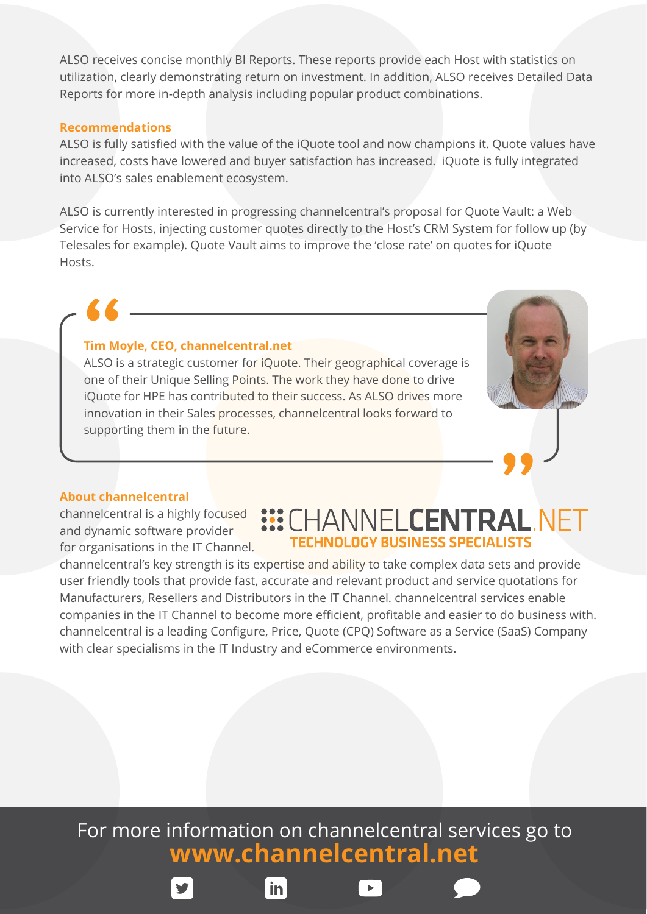ALSO receives concise monthly BI Reports. These reports provide each Host with statistics on utilization, clearly demonstrating return on investment. In addition, ALSO receives Detailed Data Reports for more in-depth analysis including popular product combinations.

## Recommendations

ALSO is fully satisfied with the value of the iQuote tool and now champions it. Quote values have increased, costs have lowered and buyer satisfaction has increased. iQuote is fully integrated into ALSO's sales enablement ecosystem.

ALSO is currently interested in progressing channelcentral's proposal for Quote Vault: a Web Service for Hosts, injecting customer quotes directly to the Host's CRM System for follow up (by Telesales for example). Quote Vault aims to improve the 'close rate' on quotes for iQuote Hosts.

> **Tim Moyle, CEO, channelcentral.net**
>
> ALSO is a strategic customer for iQuote. Their geographical coverage is one of their Unique Selling Points. The work they have done to drive iQuote for HPE has contributed to their success. As ALSO drives more innovation in their Sales processes, channelcentral looks forward to supporting them in the future.

## About channelcentral

CHANNELCENTRAL.NET
TECHNOLOGY BUSINESS SPECIALISTS

channelcentral is a highly focused and dynamic software provider for organisations in the IT Channel. channelcentral's key strength is its expertise and ability to take complex data sets and provide user friendly tools that provide fast, accurate and relevant product and service quotations for Manufacturers, Resellers and Distributors in the IT Channel. channelcentral services enable companies in the IT Channel to become more efficient, profitable and easier to do business with. channelcentral is a leading Configure, Price, Quote (CPQ) Software as a Service (SaaS) Company with clear specialisms in the IT Industry and eCommerce environments.

For more information on channelcentral services go to
**www.channelcentral.net**